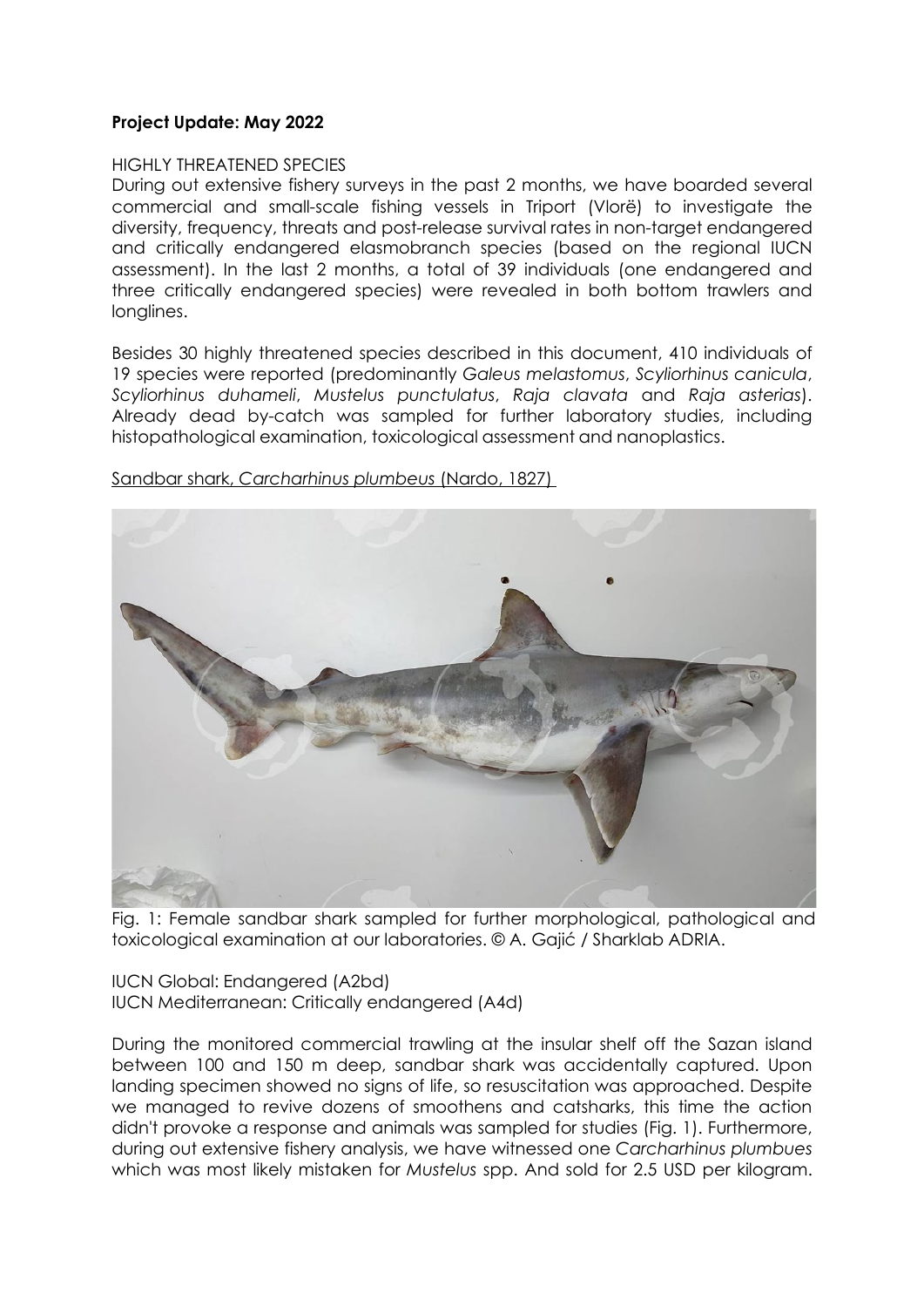**Project Update: May 2022**

HIGHLY THREATENED SPECIES

During out extensive fishery surveys in the past 2 months, we have boarded several commercial and small-scale fishing vessels in Triport (Vlorë) to investigate the diversity, frequency, threats and post-release survival rates in non-target endangered and critically endangered elasmobranch species (based on the regional IUCN assessment). In the last 2 months, a total of 39 individuals (one endangered and three critically endangered species) were revealed in both bottom trawlers and longlines.

Besides 30 highly threatened species described in this document, 410 individuals of 19 species were reported (predominantly *Galeus melastomus*, *Scyliorhinus canicula*, *Scyliorhinus duhameli*, *Mustelus punctulatus*, *Raja clavata* and *Raja asterias*). Already dead by-catch was sampled for further laboratory studies, including histopathological examination, toxicological assessment and nanoplastics.

Sandbar shark, *Carcharhinus plumbeus* (Nardo, 1827)

Fig. 1: Female sandbar shark sampled for further morphological, pathological and toxicological examination at our laboratories. © A. Gajić / Sharklab ADRIA.

IUCN Global: Endangered (A2bd)
IUCN Mediterranean: Critically endangered (A4d)

During the monitored commercial trawling at the insular shelf off the Sazan island between 100 and 150 m deep, sandbar shark was accidentally captured. Upon landing specimen showed no signs of life, so resuscitation was approached. Despite we managed to revive dozens of smoothens and catsharks, this time the action didn't provoke a response and animals was sampled for studies (Fig. 1). Furthermore, during out extensive fishery analysis, we have witnessed one *Carcharhinus plumbues* which was most likely mistaken for *Mustelus* spp. And sold for 2.5 USD per kilogram.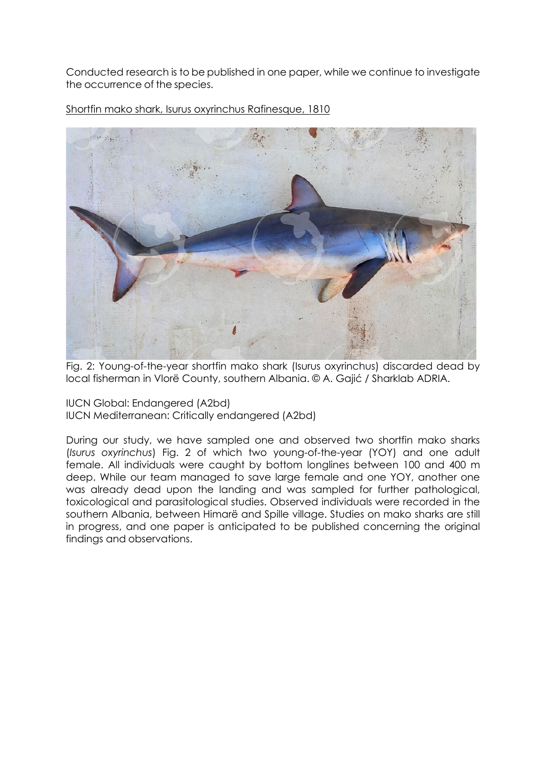Conducted research is to be published in one paper, while we continue to investigate the occurrence of the species.

Shortfin mako shark, Isurus oxyrinchus Rafinesque, 1810

Fig. 2: Young-of-the-year shortfin mako shark (Isurus oxyrinchus) discarded dead by local fisherman in Vlorë County, southern Albania. © A. Gajić / Sharklab ADRIA.

IUCN Global: Endangered (A2bd)
IUCN Mediterranean: Critically endangered (A2bd)

During our study, we have sampled one and observed two shortfin mako sharks (*Isurus oxyrinchus*) Fig. 2 of which two young-of-the-year (YOY) and one adult female. All individuals were caught by bottom longlines between 100 and 400 m deep. While our team managed to save large female and one YOY, another one was already dead upon the landing and was sampled for further pathological, toxicological and parasitological studies. Observed individuals were recorded in the southern Albania, between Himarë and Spille village. Studies on mako sharks are still in progress, and one paper is anticipated to be published concerning the original findings and observations.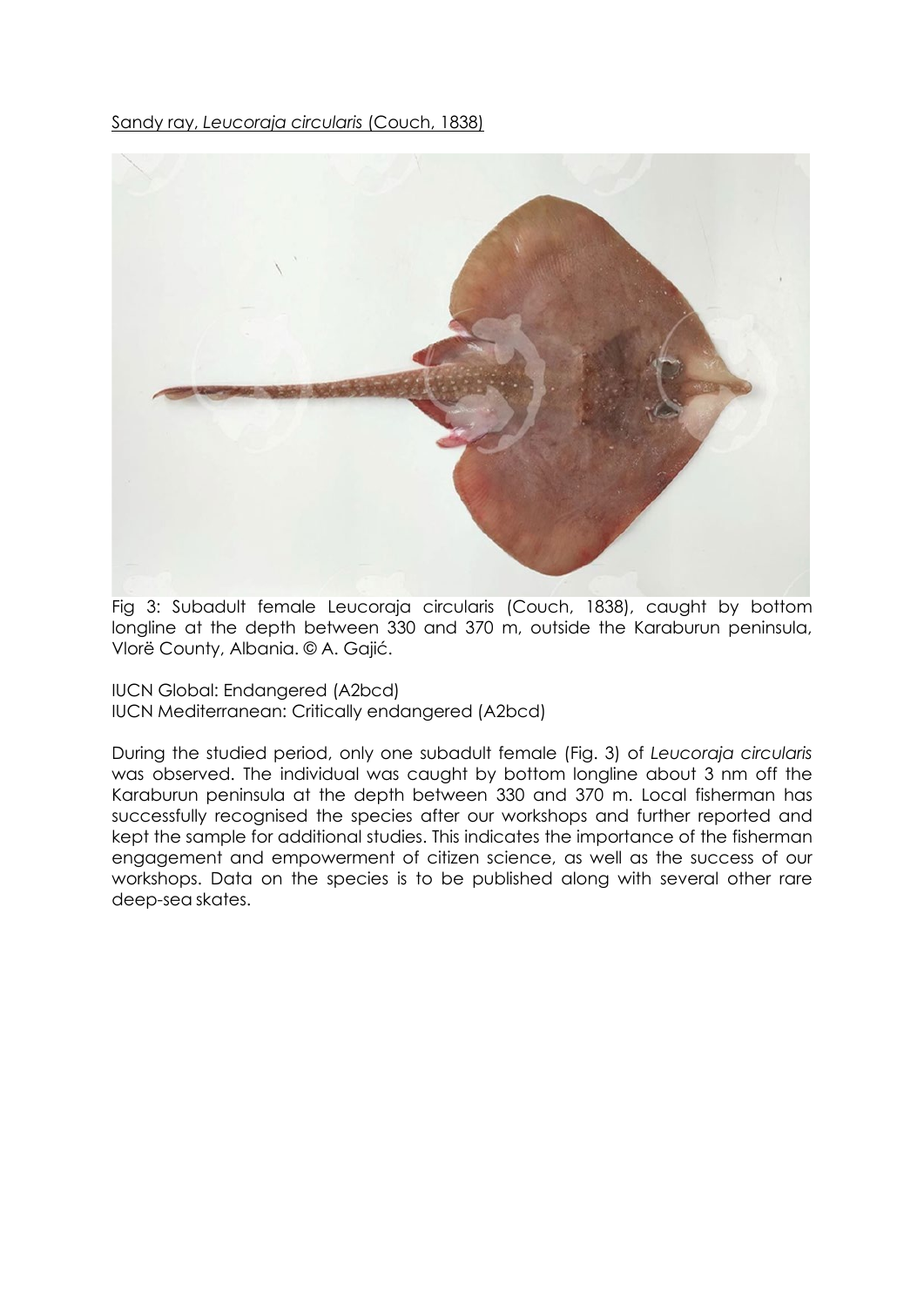<u>Sandy ray, *Leucoraja circularis* (Couch, 1838)</u>

Fig 3: Subadult female Leucoraja circularis (Couch, 1838), caught by bottom longline at the depth between 330 and 370 m, outside the Karaburun peninsula, Vlorë County, Albania. © A. Gajić.

IUCN Global: Endangered (A2bcd)
IUCN Mediterranean: Critically endangered (A2bcd)

During the studied period, only one subadult female (Fig. 3) of *Leucoraja circularis* was observed. The individual was caught by bottom longline about 3 nm off the Karaburun peninsula at the depth between 330 and 370 m. Local fisherman has successfully recognised the species after our workshops and further reported and kept the sample for additional studies. This indicates the importance of the fisherman engagement and empowerment of citizen science, as well as the success of our workshops. Data on the species is to be published along with several other rare deep-sea skates.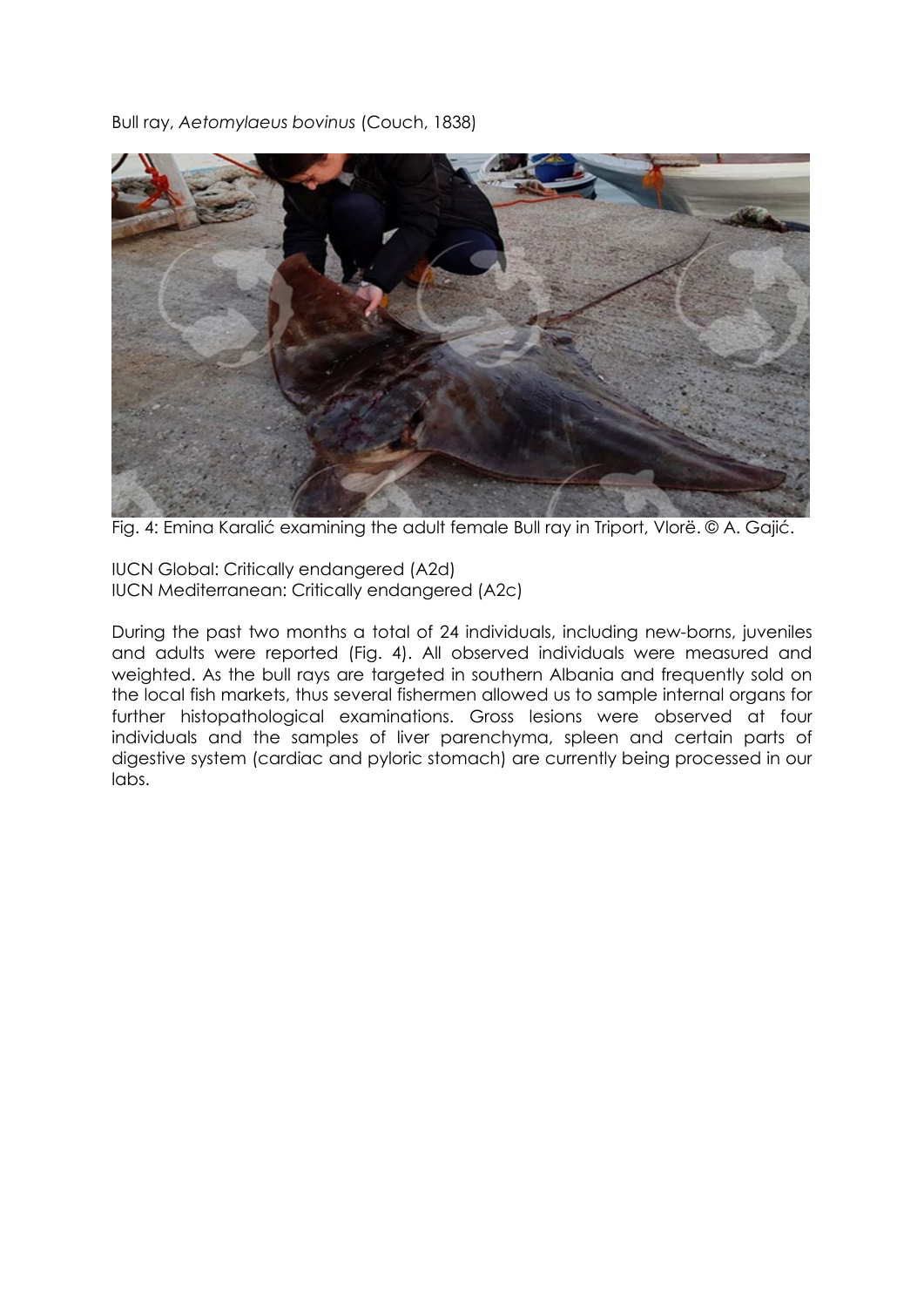Bull ray, *Aetomylaeus bovinus* (Couch, 1838)

Fig. 4: Emina Karalić examining the adult female Bull ray in Triport, Vlorë. © A. Gajić.

IUCN Global: Critically endangered (A2d)
IUCN Mediterranean: Critically endangered (A2c)

During the past two months a total of 24 individuals, including new-borns, juveniles and adults were reported (Fig. 4). All observed individuals were measured and weighted. As the bull rays are targeted in southern Albania and frequently sold on the local fish markets, thus several fishermen allowed us to sample internal organs for further histopathological examinations. Gross lesions were observed at four individuals and the samples of liver parenchyma, spleen and certain parts of digestive system (cardiac and pyloric stomach) are currently being processed in our labs.